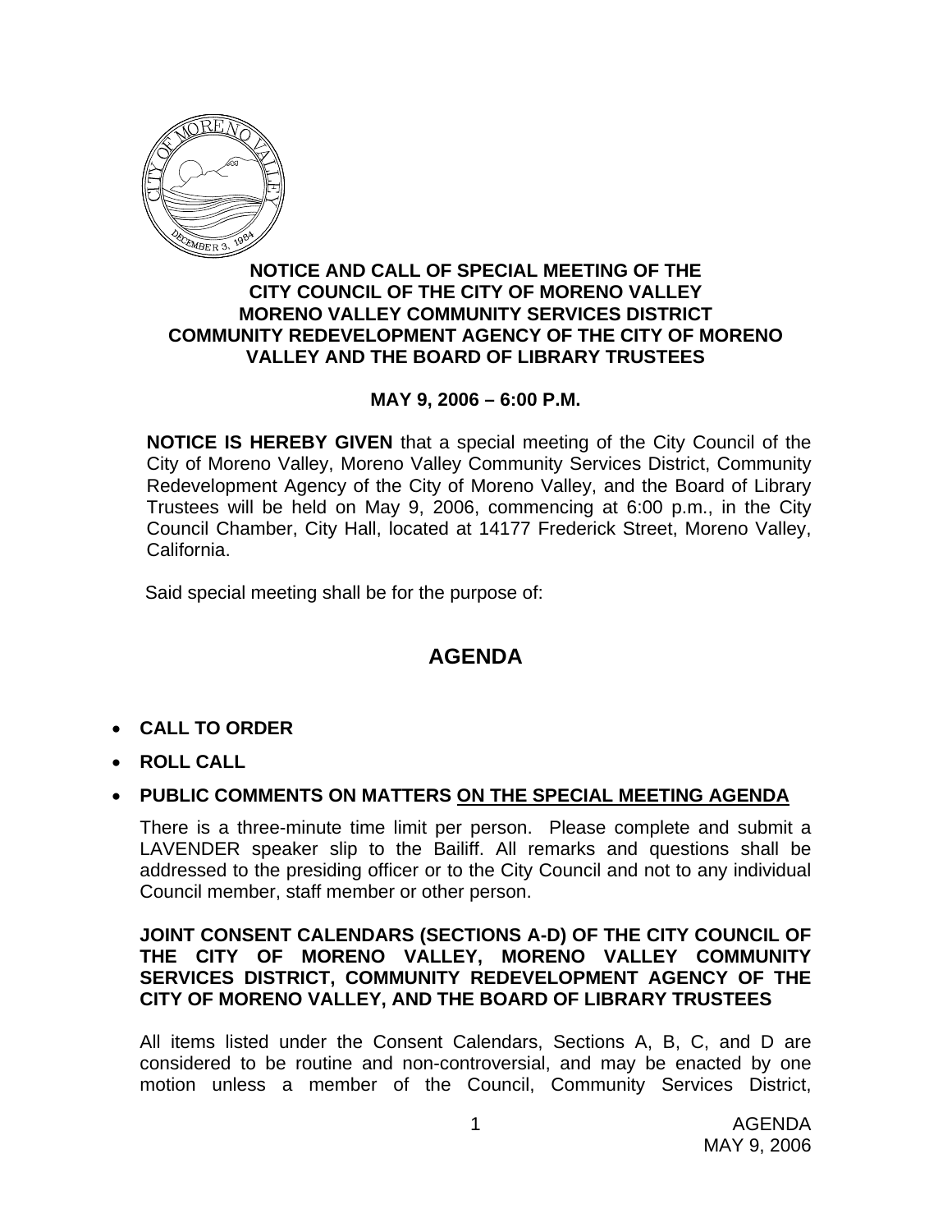# NOTICE AND CALL OF SPECIAL MEETING OF THE CITY COUNCIL OF THE CITY OF MORENO VALLEY MORENO VALLEY COMMUNITY SERVICES DISTRICT COMMUNITY REDEVELOPMENT AGENCY OF THE CITY OF MORENO VALLEY AND THE BOARD OF LIBRARY TRUSTEES

**MAY 9, 2006 – 6:00 P.M.**

**NOTICE IS HEREBY GIVEN** that a special meeting of the City Council of the City of Moreno Valley, Moreno Valley Community Services District, Community Redevelopment Agency of the City of Moreno Valley, and the Board of Library Trustees will be held on May 9, 2006, commencing at 6:00 p.m., in the City Council Chamber, City Hall, located at 14177 Frederick Street, Moreno Valley, California.

Said special meeting shall be for the purpose of:

## AGENDA

- **CALL TO ORDER**
- **ROLL CALL**
- **PUBLIC COMMENTS ON MATTERS ON THE SPECIAL MEETING AGENDA**

There is a three-minute time limit per person. Please complete and submit a LAVENDER speaker slip to the Bailiff. All remarks and questions shall be addressed to the presiding officer or to the City Council and not to any individual Council member, staff member or other person.

**JOINT CONSENT CALENDARS (SECTIONS A-D) OF THE CITY COUNCIL OF THE CITY OF MORENO VALLEY, MORENO VALLEY COMMUNITY SERVICES DISTRICT, COMMUNITY REDEVELOPMENT AGENCY OF THE CITY OF MORENO VALLEY, AND THE BOARD OF LIBRARY TRUSTEES**

All items listed under the Consent Calendars, Sections A, B, C, and D are considered to be routine and non-controversial, and may be enacted by one motion unless a member of the Council, Community Services District,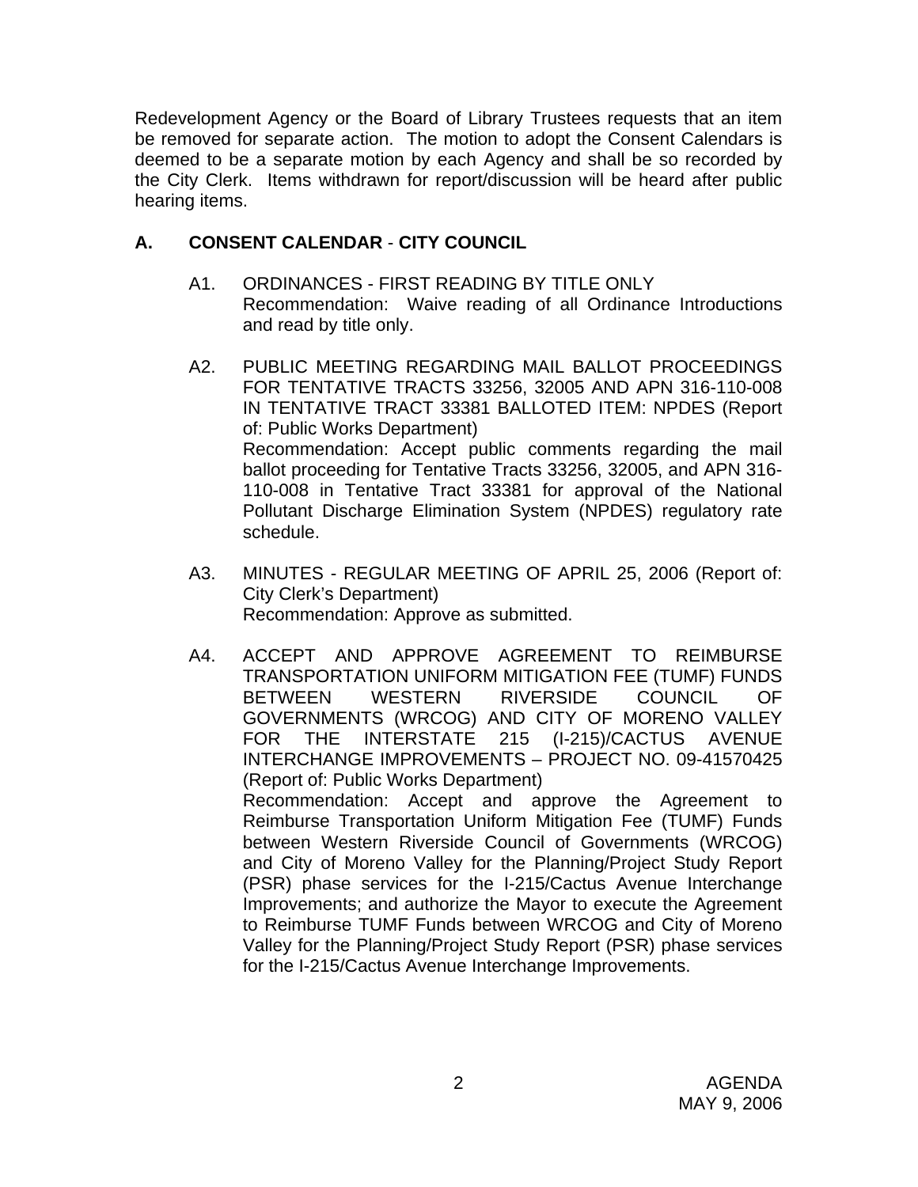Redevelopment Agency or the Board of Library Trustees requests that an item be removed for separate action. The motion to adopt the Consent Calendars is deemed to be a separate motion by each Agency and shall be so recorded by the City Clerk. Items withdrawn for report/discussion will be heard after public hearing items.

## A. CONSENT CALENDAR - CITY COUNCIL

A1. ORDINANCES - FIRST READING BY TITLE ONLY
Recommendation: Waive reading of all Ordinance Introductions and read by title only.

A2. PUBLIC MEETING REGARDING MAIL BALLOT PROCEEDINGS FOR TENTATIVE TRACTS 33256, 32005 AND APN 316-110-008 IN TENTATIVE TRACT 33381 BALLOTED ITEM: NPDES (Report of: Public Works Department)
Recommendation: Accept public comments regarding the mail ballot proceeding for Tentative Tracts 33256, 32005, and APN 316-110-008 in Tentative Tract 33381 for approval of the National Pollutant Discharge Elimination System (NPDES) regulatory rate schedule.

A3. MINUTES - REGULAR MEETING OF APRIL 25, 2006 (Report of: City Clerk's Department)
Recommendation: Approve as submitted.

A4. ACCEPT AND APPROVE AGREEMENT TO REIMBURSE TRANSPORTATION UNIFORM MITIGATION FEE (TUMF) FUNDS BETWEEN WESTERN RIVERSIDE COUNCIL OF GOVERNMENTS (WRCOG) AND CITY OF MORENO VALLEY FOR THE INTERSTATE 215 (I-215)/CACTUS AVENUE INTERCHANGE IMPROVEMENTS – PROJECT NO. 09-41570425 (Report of: Public Works Department)
Recommendation: Accept and approve the Agreement to Reimburse Transportation Uniform Mitigation Fee (TUMF) Funds between Western Riverside Council of Governments (WRCOG) and City of Moreno Valley for the Planning/Project Study Report (PSR) phase services for the I-215/Cactus Avenue Interchange Improvements; and authorize the Mayor to execute the Agreement to Reimburse TUMF Funds between WRCOG and City of Moreno Valley for the Planning/Project Study Report (PSR) phase services for the I-215/Cactus Avenue Interchange Improvements.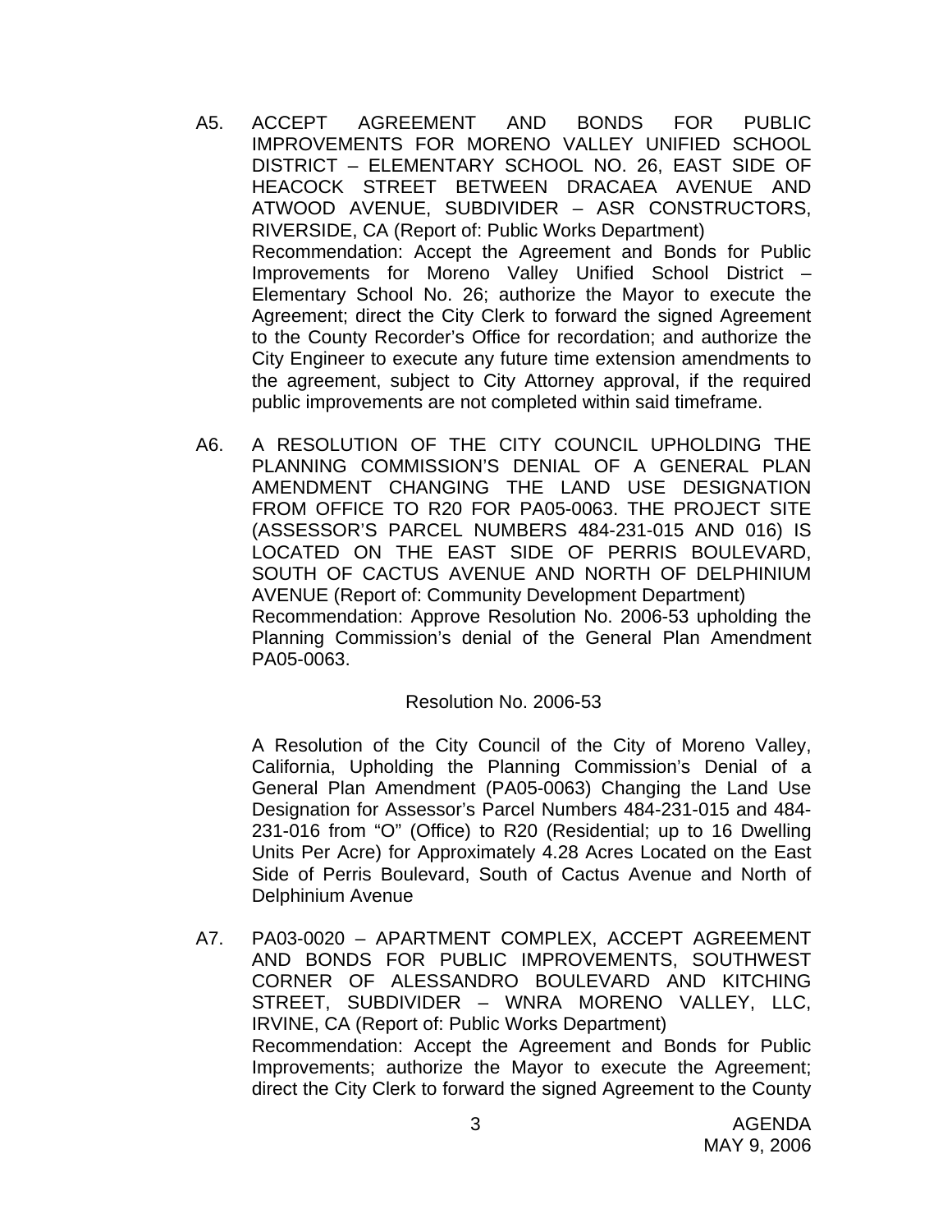A5. ACCEPT AGREEMENT AND BONDS FOR PUBLIC IMPROVEMENTS FOR MORENO VALLEY UNIFIED SCHOOL DISTRICT – ELEMENTARY SCHOOL NO. 26, EAST SIDE OF HEACOCK STREET BETWEEN DRACAEA AVENUE AND ATWOOD AVENUE, SUBDIVIDER – ASR CONSTRUCTORS, RIVERSIDE, CA (Report of: Public Works Department)
Recommendation: Accept the Agreement and Bonds for Public Improvements for Moreno Valley Unified School District – Elementary School No. 26; authorize the Mayor to execute the Agreement; direct the City Clerk to forward the signed Agreement to the County Recorder's Office for recordation; and authorize the City Engineer to execute any future time extension amendments to the agreement, subject to City Attorney approval, if the required public improvements are not completed within said timeframe.

A6. A RESOLUTION OF THE CITY COUNCIL UPHOLDING THE PLANNING COMMISSION'S DENIAL OF A GENERAL PLAN AMENDMENT CHANGING THE LAND USE DESIGNATION FROM OFFICE TO R20 FOR PA05-0063. THE PROJECT SITE (ASSESSOR'S PARCEL NUMBERS 484-231-015 AND 016) IS LOCATED ON THE EAST SIDE OF PERRIS BOULEVARD, SOUTH OF CACTUS AVENUE AND NORTH OF DELPHINIUM AVENUE (Report of: Community Development Department)
Recommendation: Approve Resolution No. 2006-53 upholding the Planning Commission's denial of the General Plan Amendment PA05-0063.

Resolution No. 2006-53

A Resolution of the City Council of the City of Moreno Valley, California, Upholding the Planning Commission's Denial of a General Plan Amendment (PA05-0063) Changing the Land Use Designation for Assessor's Parcel Numbers 484-231-015 and 484-231-016 from "O" (Office) to R20 (Residential; up to 16 Dwelling Units Per Acre) for Approximately 4.28 Acres Located on the East Side of Perris Boulevard, South of Cactus Avenue and North of Delphinium Avenue

A7. PA03-0020 – APARTMENT COMPLEX, ACCEPT AGREEMENT AND BONDS FOR PUBLIC IMPROVEMENTS, SOUTHWEST CORNER OF ALESSANDRO BOULEVARD AND KITCHING STREET, SUBDIVIDER – WNRA MORENO VALLEY, LLC, IRVINE, CA (Report of: Public Works Department)
Recommendation: Accept the Agreement and Bonds for Public Improvements; authorize the Mayor to execute the Agreement; direct the City Clerk to forward the signed Agreement to the County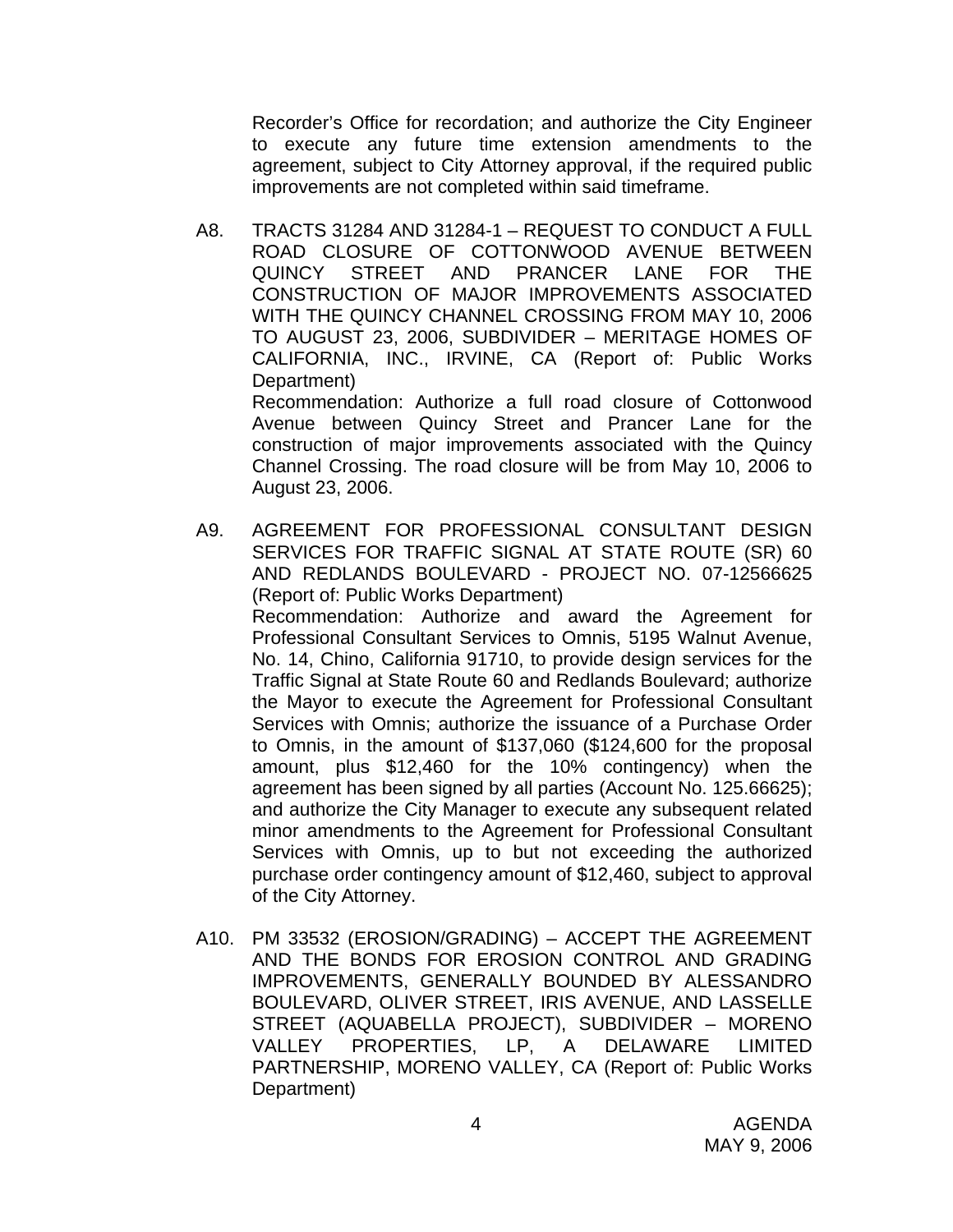Recorder's Office for recordation; and authorize the City Engineer to execute any future time extension amendments to the agreement, subject to City Attorney approval, if the required public improvements are not completed within said timeframe.

A8. TRACTS 31284 AND 31284-1 – REQUEST TO CONDUCT A FULL ROAD CLOSURE OF COTTONWOOD AVENUE BETWEEN QUINCY STREET AND PRANCER LANE FOR THE CONSTRUCTION OF MAJOR IMPROVEMENTS ASSOCIATED WITH THE QUINCY CHANNEL CROSSING FROM MAY 10, 2006 TO AUGUST 23, 2006, SUBDIVIDER – MERITAGE HOMES OF CALIFORNIA, INC., IRVINE, CA (Report of: Public Works Department)

Recommendation: Authorize a full road closure of Cottonwood Avenue between Quincy Street and Prancer Lane for the construction of major improvements associated with the Quincy Channel Crossing. The road closure will be from May 10, 2006 to August 23, 2006.

A9. AGREEMENT FOR PROFESSIONAL CONSULTANT DESIGN SERVICES FOR TRAFFIC SIGNAL AT STATE ROUTE (SR) 60 AND REDLANDS BOULEVARD - PROJECT NO. 07-12566625 (Report of: Public Works Department)

Recommendation: Authorize and award the Agreement for Professional Consultant Services to Omnis, 5195 Walnut Avenue, No. 14, Chino, California 91710, to provide design services for the Traffic Signal at State Route 60 and Redlands Boulevard; authorize the Mayor to execute the Agreement for Professional Consultant Services with Omnis; authorize the issuance of a Purchase Order to Omnis, in the amount of $137,060 ($124,600 for the proposal amount, plus $12,460 for the 10% contingency) when the agreement has been signed by all parties (Account No. 125.66625); and authorize the City Manager to execute any subsequent related minor amendments to the Agreement for Professional Consultant Services with Omnis, up to but not exceeding the authorized purchase order contingency amount of $12,460, subject to approval of the City Attorney.

A10. PM 33532 (EROSION/GRADING) – ACCEPT THE AGREEMENT AND THE BONDS FOR EROSION CONTROL AND GRADING IMPROVEMENTS, GENERALLY BOUNDED BY ALESSANDRO BOULEVARD, OLIVER STREET, IRIS AVENUE, AND LASSELLE STREET (AQUABELLA PROJECT), SUBDIVIDER – MORENO VALLEY PROPERTIES, LP, A DELAWARE LIMITED PARTNERSHIP, MORENO VALLEY, CA (Report of: Public Works Department)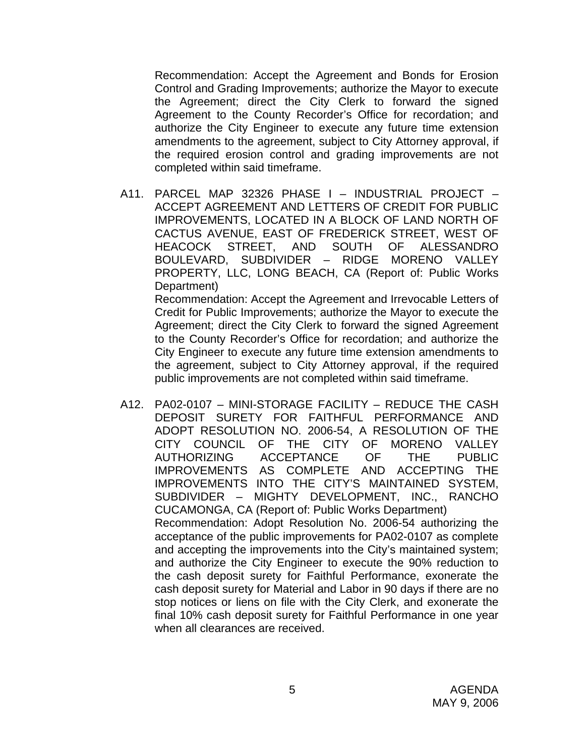Recommendation: Accept the Agreement and Bonds for Erosion Control and Grading Improvements; authorize the Mayor to execute the Agreement; direct the City Clerk to forward the signed Agreement to the County Recorder's Office for recordation; and authorize the City Engineer to execute any future time extension amendments to the agreement, subject to City Attorney approval, if the required erosion control and grading improvements are not completed within said timeframe.

A11. PARCEL MAP 32326 PHASE I – INDUSTRIAL PROJECT – ACCEPT AGREEMENT AND LETTERS OF CREDIT FOR PUBLIC IMPROVEMENTS, LOCATED IN A BLOCK OF LAND NORTH OF CACTUS AVENUE, EAST OF FREDERICK STREET, WEST OF HEACOCK STREET, AND SOUTH OF ALESSANDRO BOULEVARD, SUBDIVIDER – RIDGE MORENO VALLEY PROPERTY, LLC, LONG BEACH, CA (Report of: Public Works Department)

Recommendation: Accept the Agreement and Irrevocable Letters of Credit for Public Improvements; authorize the Mayor to execute the Agreement; direct the City Clerk to forward the signed Agreement to the County Recorder's Office for recordation; and authorize the City Engineer to execute any future time extension amendments to the agreement, subject to City Attorney approval, if the required public improvements are not completed within said timeframe.

A12. PA02-0107 – MINI-STORAGE FACILITY – REDUCE THE CASH DEPOSIT SURETY FOR FAITHFUL PERFORMANCE AND ADOPT RESOLUTION NO. 2006-54, A RESOLUTION OF THE CITY COUNCIL OF THE CITY OF MORENO VALLEY AUTHORIZING ACCEPTANCE OF THE PUBLIC IMPROVEMENTS AS COMPLETE AND ACCEPTING THE IMPROVEMENTS INTO THE CITY'S MAINTAINED SYSTEM, SUBDIVIDER – MIGHTY DEVELOPMENT, INC., RANCHO CUCAMONGA, CA (Report of: Public Works Department)

Recommendation: Adopt Resolution No. 2006-54 authorizing the acceptance of the public improvements for PA02-0107 as complete and accepting the improvements into the City's maintained system; and authorize the City Engineer to execute the 90% reduction to the cash deposit surety for Faithful Performance, exonerate the cash deposit surety for Material and Labor in 90 days if there are no stop notices or liens on file with the City Clerk, and exonerate the final 10% cash deposit surety for Faithful Performance in one year when all clearances are received.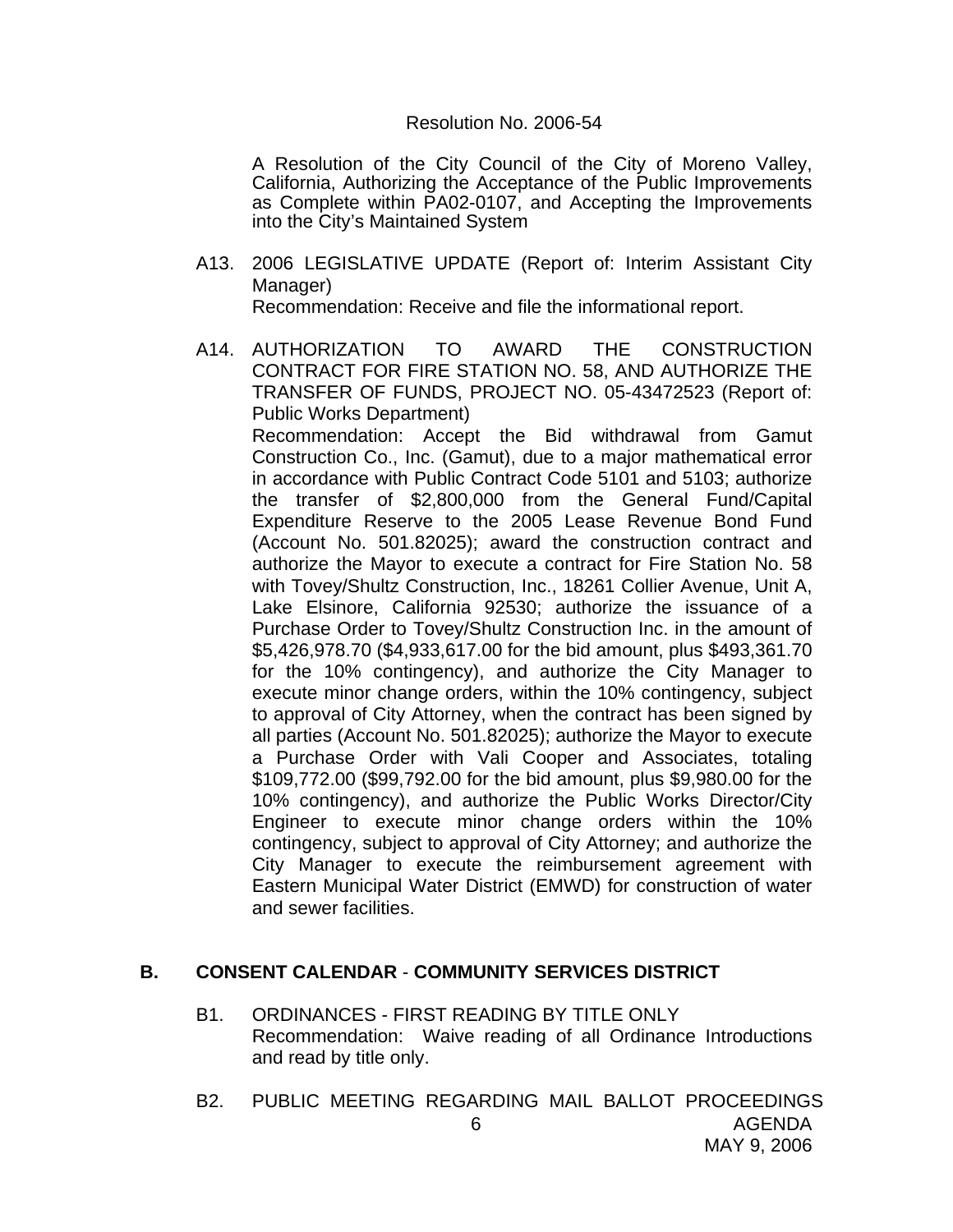Resolution No. 2006-54

A Resolution of the City Council of the City of Moreno Valley, California, Authorizing the Acceptance of the Public Improvements as Complete within PA02-0107, and Accepting the Improvements into the City's Maintained System

A13. 2006 LEGISLATIVE UPDATE (Report of: Interim Assistant City Manager)
Recommendation: Receive and file the informational report.

A14. AUTHORIZATION TO AWARD THE CONSTRUCTION CONTRACT FOR FIRE STATION NO. 58, AND AUTHORIZE THE TRANSFER OF FUNDS, PROJECT NO. 05-43472523 (Report of: Public Works Department)
Recommendation: Accept the Bid withdrawal from Gamut Construction Co., Inc. (Gamut), due to a major mathematical error in accordance with Public Contract Code 5101 and 5103; authorize the transfer of $2,800,000 from the General Fund/Capital Expenditure Reserve to the 2005 Lease Revenue Bond Fund (Account No. 501.82025); award the construction contract and authorize the Mayor to execute a contract for Fire Station No. 58 with Tovey/Shultz Construction, Inc., 18261 Collier Avenue, Unit A, Lake Elsinore, California 92530; authorize the issuance of a Purchase Order to Tovey/Shultz Construction Inc. in the amount of $5,426,978.70 ($4,933,617.00 for the bid amount, plus $493,361.70 for the 10% contingency), and authorize the City Manager to execute minor change orders, within the 10% contingency, subject to approval of City Attorney, when the contract has been signed by all parties (Account No. 501.82025); authorize the Mayor to execute a Purchase Order with Vali Cooper and Associates, totaling $109,772.00 ($99,792.00 for the bid amount, plus $9,980.00 for the 10% contingency), and authorize the Public Works Director/City Engineer to execute minor change orders within the 10% contingency, subject to approval of City Attorney; and authorize the City Manager to execute the reimbursement agreement with Eastern Municipal Water District (EMWD) for construction of water and sewer facilities.

## B. CONSENT CALENDAR - COMMUNITY SERVICES DISTRICT

B1. ORDINANCES - FIRST READING BY TITLE ONLY
Recommendation: Waive reading of all Ordinance Introductions and read by title only.

B2. PUBLIC MEETING REGARDING MAIL BALLOT PROCEEDINGS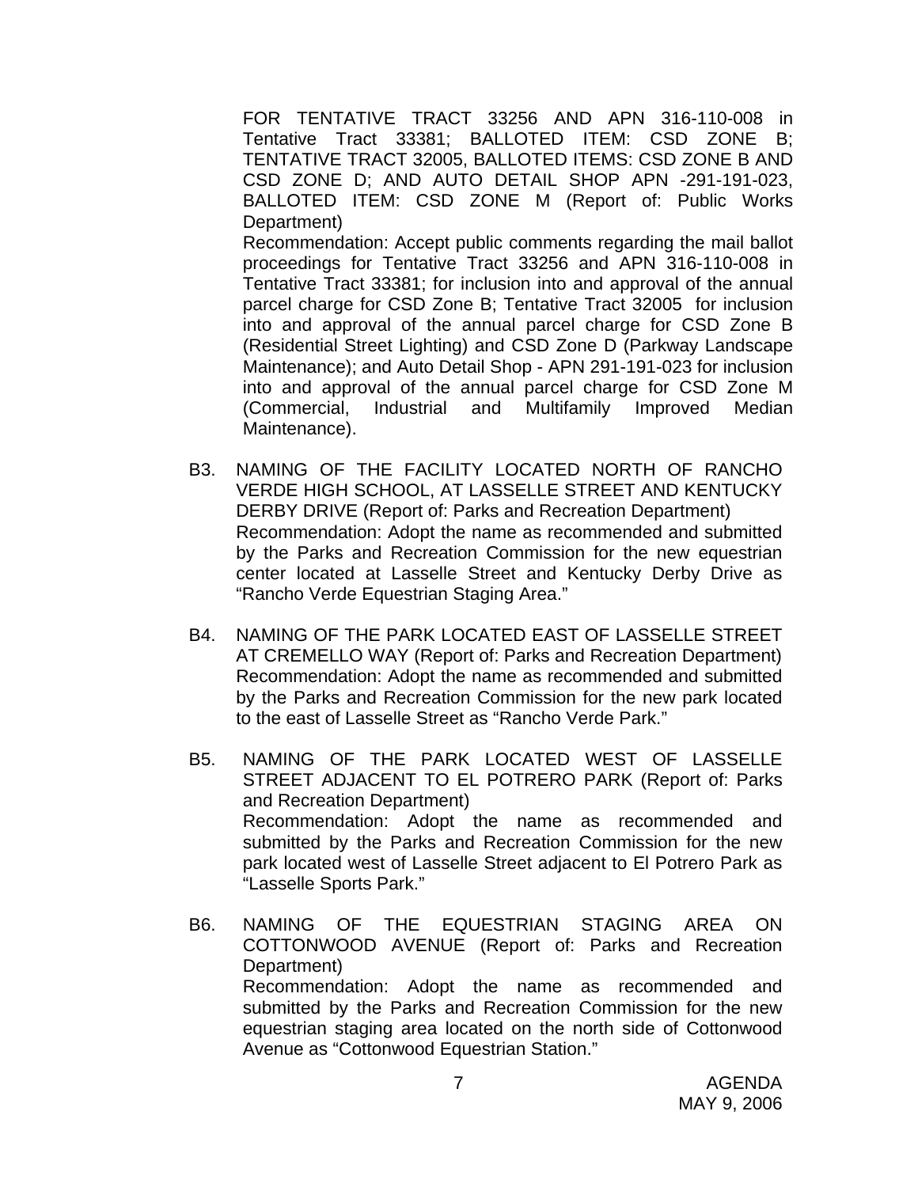FOR TENTATIVE TRACT 33256 AND APN 316-110-008 in Tentative Tract 33381; BALLOTED ITEM: CSD ZONE B; TENTATIVE TRACT 32005, BALLOTED ITEMS: CSD ZONE B AND CSD ZONE D; AND AUTO DETAIL SHOP APN -291-191-023, BALLOTED ITEM: CSD ZONE M (Report of: Public Works Department)

Recommendation: Accept public comments regarding the mail ballot proceedings for Tentative Tract 33256 and APN 316-110-008 in Tentative Tract 33381; for inclusion into and approval of the annual parcel charge for CSD Zone B; Tentative Tract 32005 for inclusion into and approval of the annual parcel charge for CSD Zone B (Residential Street Lighting) and CSD Zone D (Parkway Landscape Maintenance); and Auto Detail Shop - APN 291-191-023 for inclusion into and approval of the annual parcel charge for CSD Zone M (Commercial, Industrial and Multifamily Improved Median Maintenance).

B3. NAMING OF THE FACILITY LOCATED NORTH OF RANCHO VERDE HIGH SCHOOL, AT LASSELLE STREET AND KENTUCKY DERBY DRIVE (Report of: Parks and Recreation Department)
Recommendation: Adopt the name as recommended and submitted by the Parks and Recreation Commission for the new equestrian center located at Lasselle Street and Kentucky Derby Drive as "Rancho Verde Equestrian Staging Area."

B4. NAMING OF THE PARK LOCATED EAST OF LASSELLE STREET AT CREMELLO WAY (Report of: Parks and Recreation Department)
Recommendation: Adopt the name as recommended and submitted by the Parks and Recreation Commission for the new park located to the east of Lasselle Street as "Rancho Verde Park."

B5. NAMING OF THE PARK LOCATED WEST OF LASSELLE STREET ADJACENT TO EL POTRERO PARK (Report of: Parks and Recreation Department)
Recommendation: Adopt the name as recommended and submitted by the Parks and Recreation Commission for the new park located west of Lasselle Street adjacent to El Potrero Park as "Lasselle Sports Park."

B6. NAMING OF THE EQUESTRIAN STAGING AREA ON COTTONWOOD AVENUE (Report of: Parks and Recreation Department)
Recommendation: Adopt the name as recommended and submitted by the Parks and Recreation Commission for the new equestrian staging area located on the north side of Cottonwood Avenue as "Cottonwood Equestrian Station."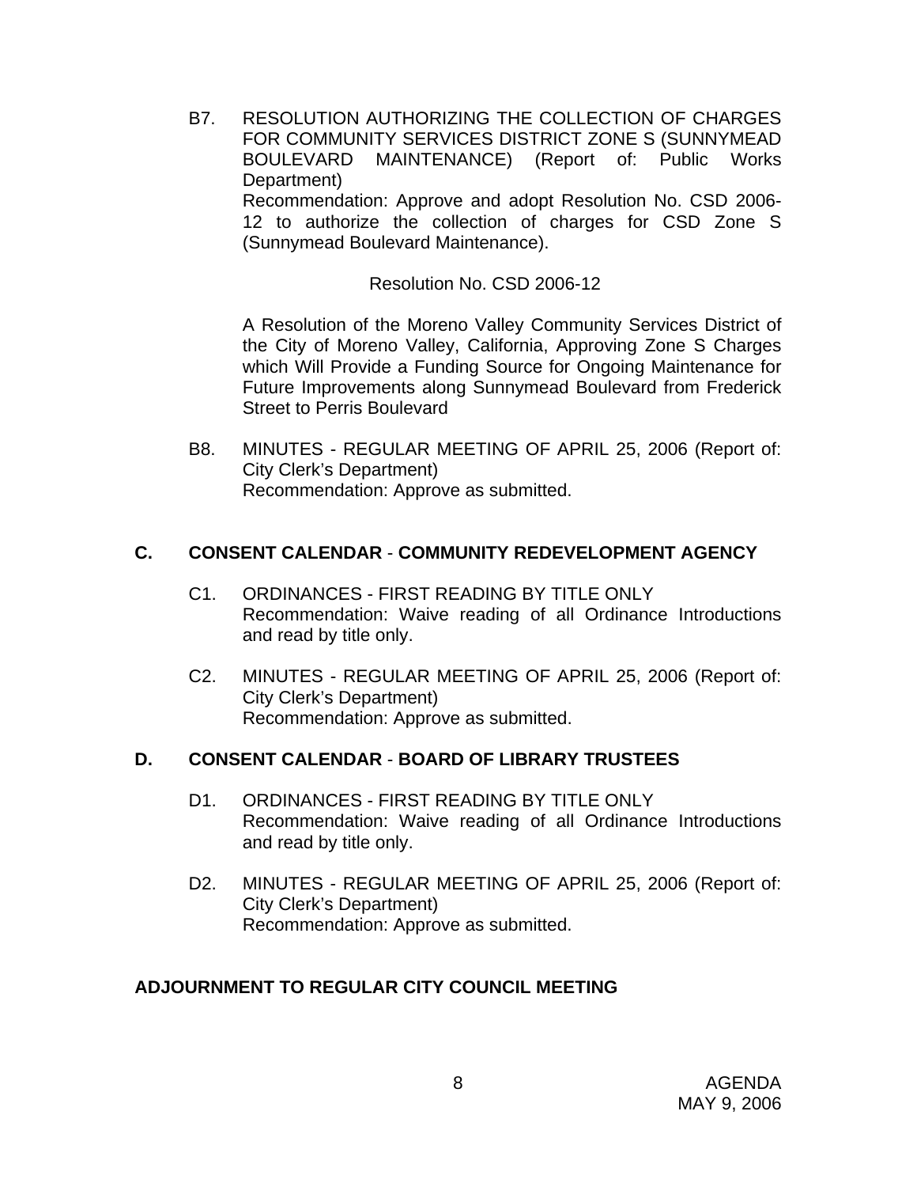B7. RESOLUTION AUTHORIZING THE COLLECTION OF CHARGES FOR COMMUNITY SERVICES DISTRICT ZONE S (SUNNYMEAD BOULEVARD MAINTENANCE) (Report of: Public Works Department)
Recommendation: Approve and adopt Resolution No. CSD 2006-12 to authorize the collection of charges for CSD Zone S (Sunnymead Boulevard Maintenance).

Resolution No. CSD 2006-12

A Resolution of the Moreno Valley Community Services District of the City of Moreno Valley, California, Approving Zone S Charges which Will Provide a Funding Source for Ongoing Maintenance for Future Improvements along Sunnymead Boulevard from Frederick Street to Perris Boulevard

B8. MINUTES - REGULAR MEETING OF APRIL 25, 2006 (Report of: City Clerk's Department)
Recommendation: Approve as submitted.

## C. CONSENT CALENDAR - COMMUNITY REDEVELOPMENT AGENCY

C1. ORDINANCES - FIRST READING BY TITLE ONLY
Recommendation: Waive reading of all Ordinance Introductions and read by title only.

C2. MINUTES - REGULAR MEETING OF APRIL 25, 2006 (Report of: City Clerk's Department)
Recommendation: Approve as submitted.

## D. CONSENT CALENDAR - BOARD OF LIBRARY TRUSTEES

D1. ORDINANCES - FIRST READING BY TITLE ONLY
Recommendation: Waive reading of all Ordinance Introductions and read by title only.

D2. MINUTES - REGULAR MEETING OF APRIL 25, 2006 (Report of: City Clerk's Department)
Recommendation: Approve as submitted.

## ADJOURNMENT TO REGULAR CITY COUNCIL MEETING